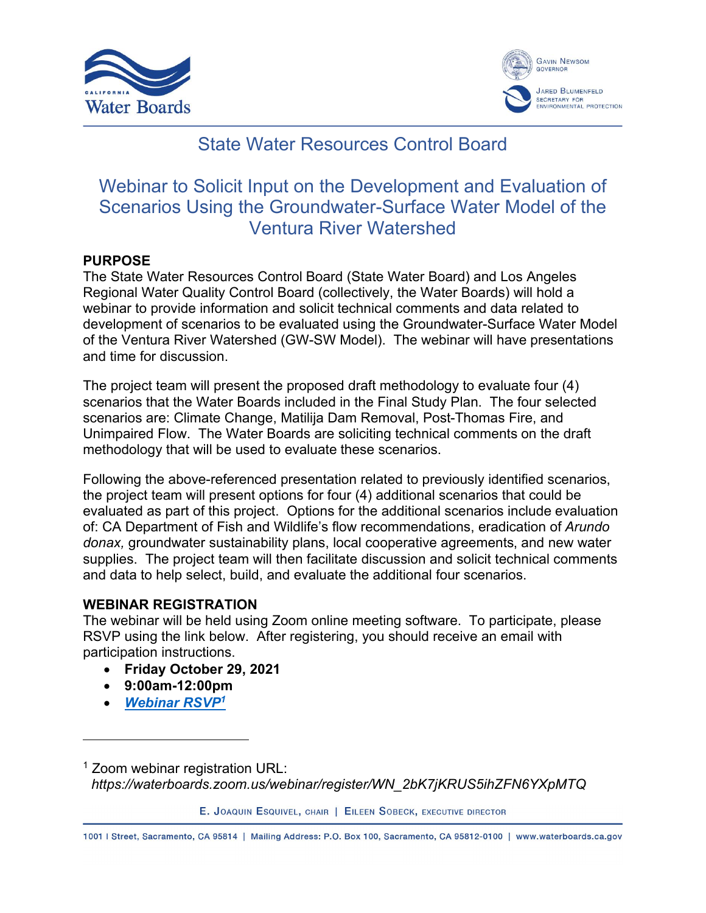# State Water Resources Control Board

## Webinar to Solicit Input on the Development and Evaluation of Scenarios Using the Groundwater-Surface Water Model of the Ventura River Watershed

**PURPOSE**

The State Water Resources Control Board (State Water Board) and Los Angeles Regional Water Quality Control Board (collectively, the Water Boards) will hold a webinar to provide information and solicit technical comments and data related to development of scenarios to be evaluated using the Groundwater-Surface Water Model of the Ventura River Watershed (GW-SW Model). The webinar will have presentations and time for discussion.

The project team will present the proposed draft methodology to evaluate four (4) scenarios that the Water Boards included in the Final Study Plan. The four selected scenarios are: Climate Change, Matilija Dam Removal, Post-Thomas Fire, and Unimpaired Flow. The Water Boards are soliciting technical comments on the draft methodology that will be used to evaluate these scenarios.

Following the above-referenced presentation related to previously identified scenarios, the project team will present options for four (4) additional scenarios that could be evaluated as part of this project. Options for the additional scenarios include evaluation of: CA Department of Fish and Wildlife's flow recommendations, eradication of *Arundo donax,* groundwater sustainability plans, local cooperative agreements, and new water supplies. The project team will then facilitate discussion and solicit technical comments and data to help select, build, and evaluate the additional four scenarios.

**WEBINAR REGISTRATION**

The webinar will be held using Zoom online meeting software. To participate, please RSVP using the link below. After registering, you should receive an email with participation instructions.

- **Friday October 29, 2021**
- **9:00am-12:00pm**
- ***Webinar RSVP[1]***

---

[1] Zoom webinar registration URL: *https://waterboards.zoom.us/webinar/register/WN_2bK7jKRUS5ihZFN6YXpMTQ*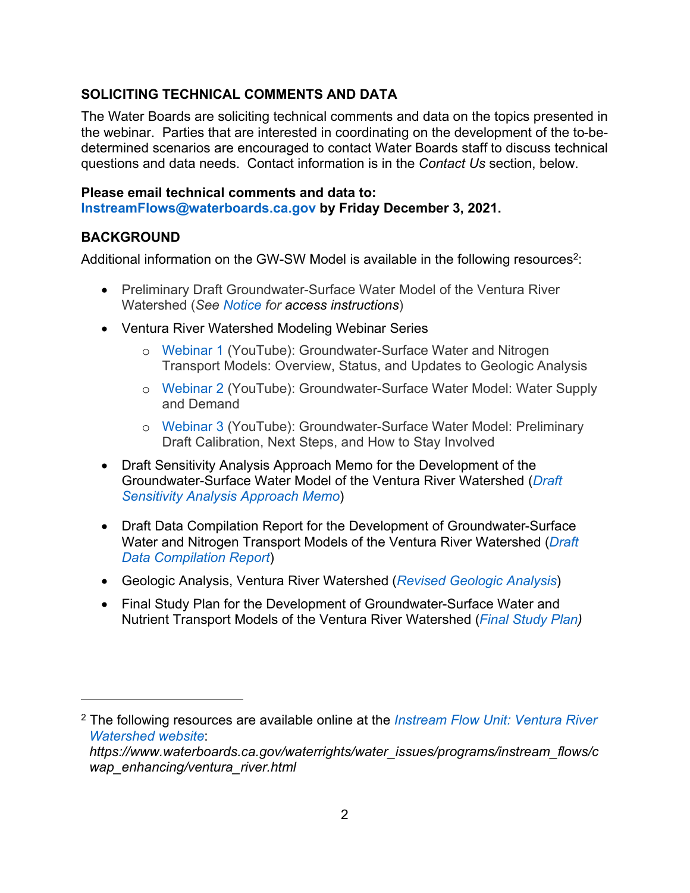## SOLICITING TECHNICAL COMMENTS AND DATA

The Water Boards are soliciting technical comments and data on the topics presented in the webinar. Parties that are interested in coordinating on the development of the to-be-determined scenarios are encouraged to contact Water Boards staff to discuss technical questions and data needs. Contact information is in the *Contact Us* section, below.

**Please email technical comments and data to:**
**InstreamFlows@waterboards.ca.gov by Friday December 3, 2021.**

## BACKGROUND

Additional information on the GW-SW Model is available in the following resources[2]:

- Preliminary Draft Groundwater-Surface Water Model of the Ventura River Watershed (*See Notice for access instructions*)
- Ventura River Watershed Modeling Webinar Series
  - Webinar 1 (YouTube): Groundwater-Surface Water and Nitrogen Transport Models: Overview, Status, and Updates to Geologic Analysis
  - Webinar 2 (YouTube): Groundwater-Surface Water Model: Water Supply and Demand
  - Webinar 3 (YouTube): Groundwater-Surface Water Model: Preliminary Draft Calibration, Next Steps, and How to Stay Involved
- Draft Sensitivity Analysis Approach Memo for the Development of the Groundwater-Surface Water Model of the Ventura River Watershed (*Draft Sensitivity Analysis Approach Memo*)
- Draft Data Compilation Report for the Development of Groundwater-Surface Water and Nitrogen Transport Models of the Ventura River Watershed (*Draft Data Compilation Report*)
- Geologic Analysis, Ventura River Watershed (*Revised Geologic Analysis*)
- Final Study Plan for the Development of Groundwater-Surface Water and Nutrient Transport Models of the Ventura River Watershed (*Final Study Plan*)

---

[2] The following resources are available online at the *Instream Flow Unit: Ventura River Watershed website*: *https://www.waterboards.ca.gov/waterrights/water_issues/programs/instream_flows/cwap_enhancing/ventura_river.html*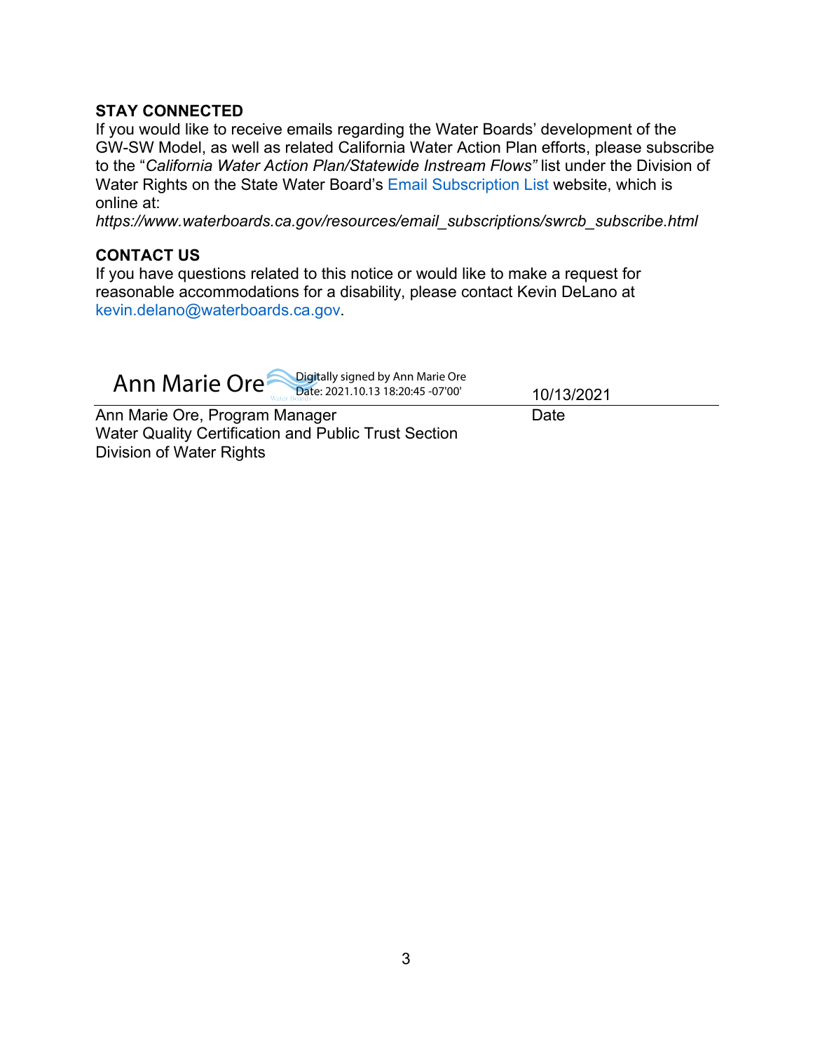**STAY CONNECTED**

If you would like to receive emails regarding the Water Boards' development of the GW-SW Model, as well as related California Water Action Plan efforts, please subscribe to the "*California Water Action Plan/Statewide Instream Flows"* list under the Division of Water Rights on the State Water Board's Email Subscription List website, which is online at:
*https://www.waterboards.ca.gov/resources/email_subscriptions/swrcb_subscribe.html*

**CONTACT US**

If you have questions related to this notice or would like to make a request for reasonable accommodations for a disability, please contact Kevin DeLano at kevin.delano@waterboards.ca.gov.

Ann Marie Ore Digitally signed by Ann Marie Ore
Date: 2021.10.13 18:20:45 -07'00'

10/13/2021

Ann Marie Ore, Program Manager
Water Quality Certification and Public Trust Section
Division of Water Rights

Date